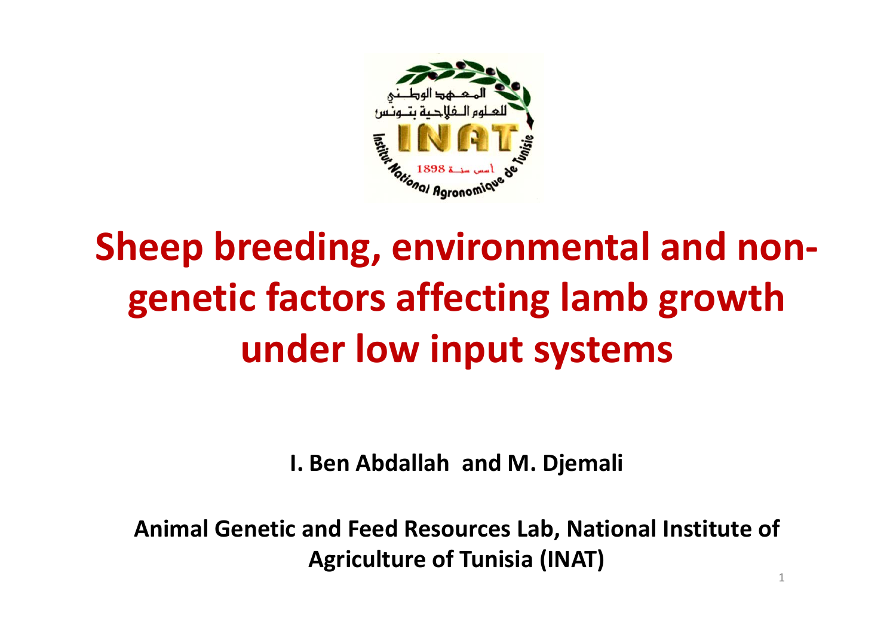# Sheep breeding, environmental and non-genetic factors affecting lamb growth under low input systems

**I. Ben Abdallah and M. Djemali**

**Animal Genetic and Feed Resources Lab, National Institute of Agriculture of Tunisia (INAT)**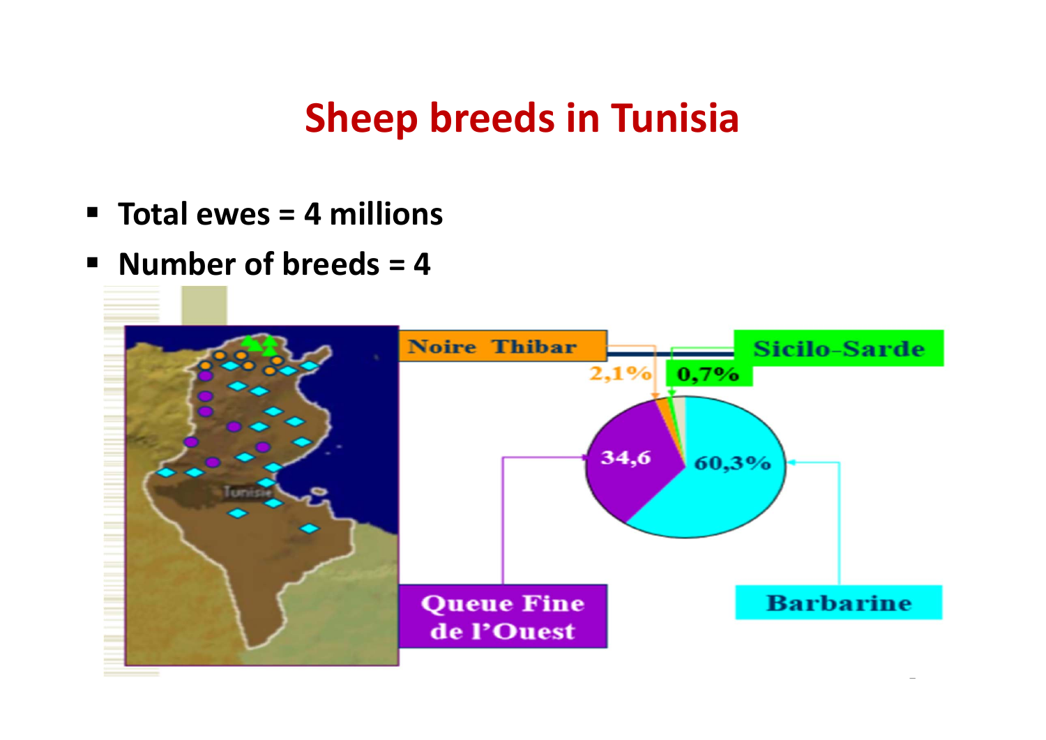# Sheep breeds in Tunisia

- **Total ewes = 4 millions**
- **Number of breeds = 4**

Noire Thibar

Sicilo-Sarde

2,1%

0,7%

34,6

60,3%

Queue Fine de l'Ouest

Barbarine

Tunisie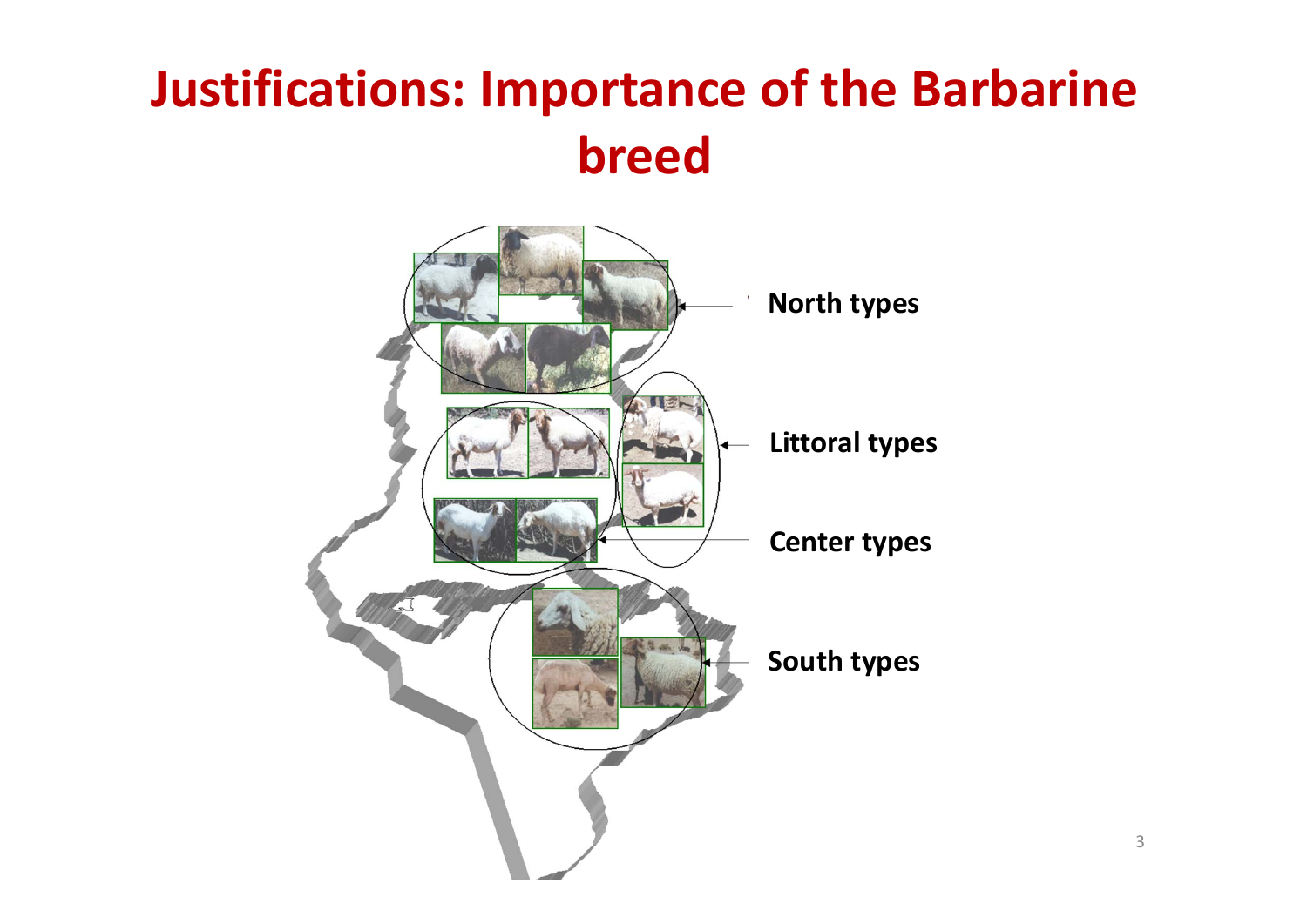# Justifications: Importance of the Barbarine breed

North types

Littoral types

Center types

South types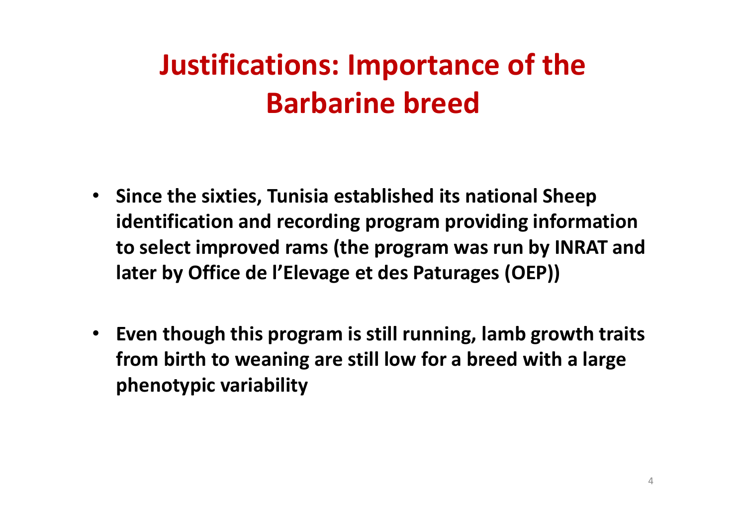# Justifications: Importance of the Barbarine breed

- **Since the sixties, Tunisia established its national Sheep identification and recording program providing information to select improved rams (the program was run by INRAT and later by Office de l'Elevage et des Paturages (OEP))**
- **Even though this program is still running, lamb growth traits from birth to weaning are still low for a breed with a large phenotypic variability**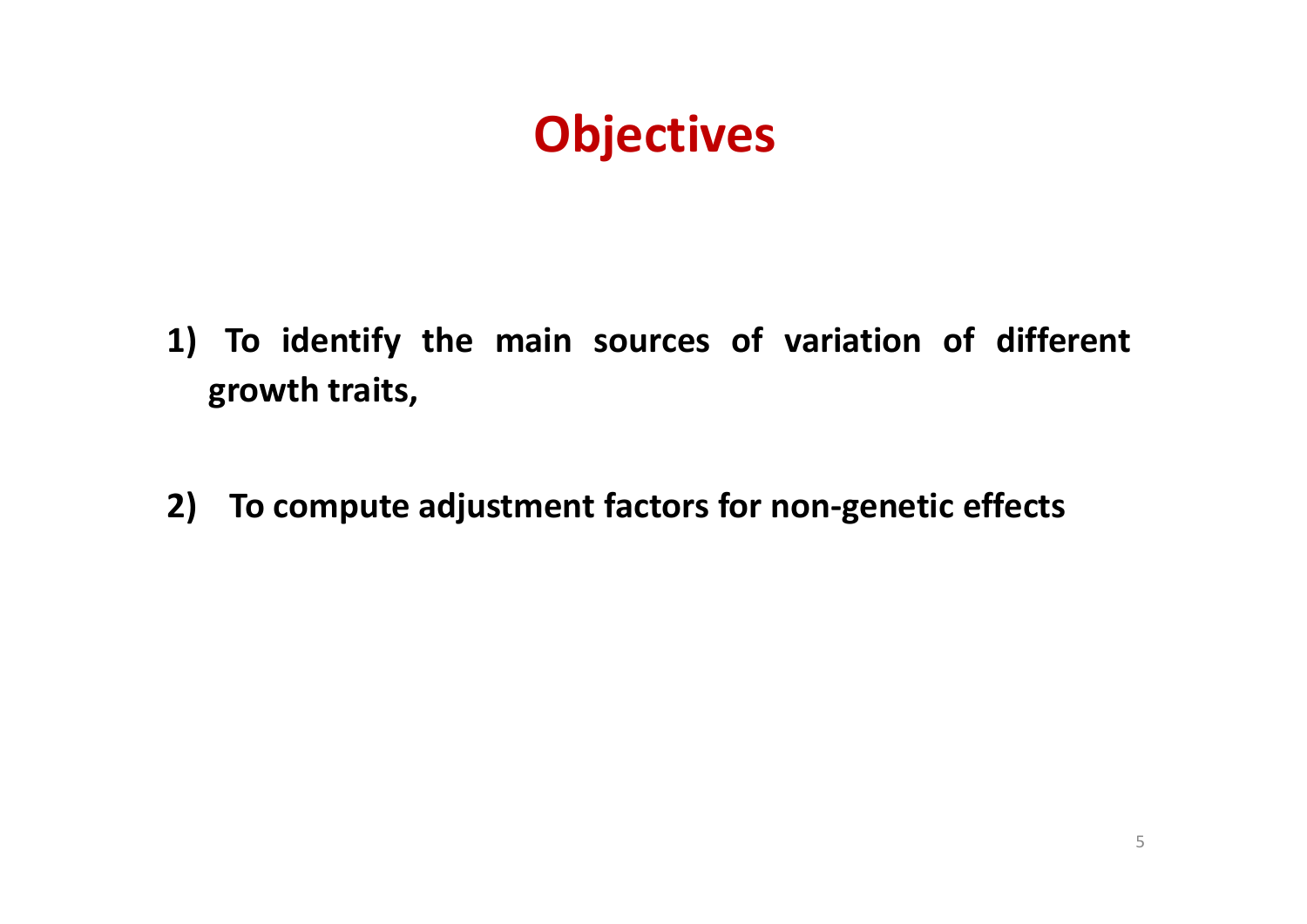# Objectives

1) **To identify the main sources of variation of different growth traits,**

2) **To compute adjustment factors for non-genetic effects**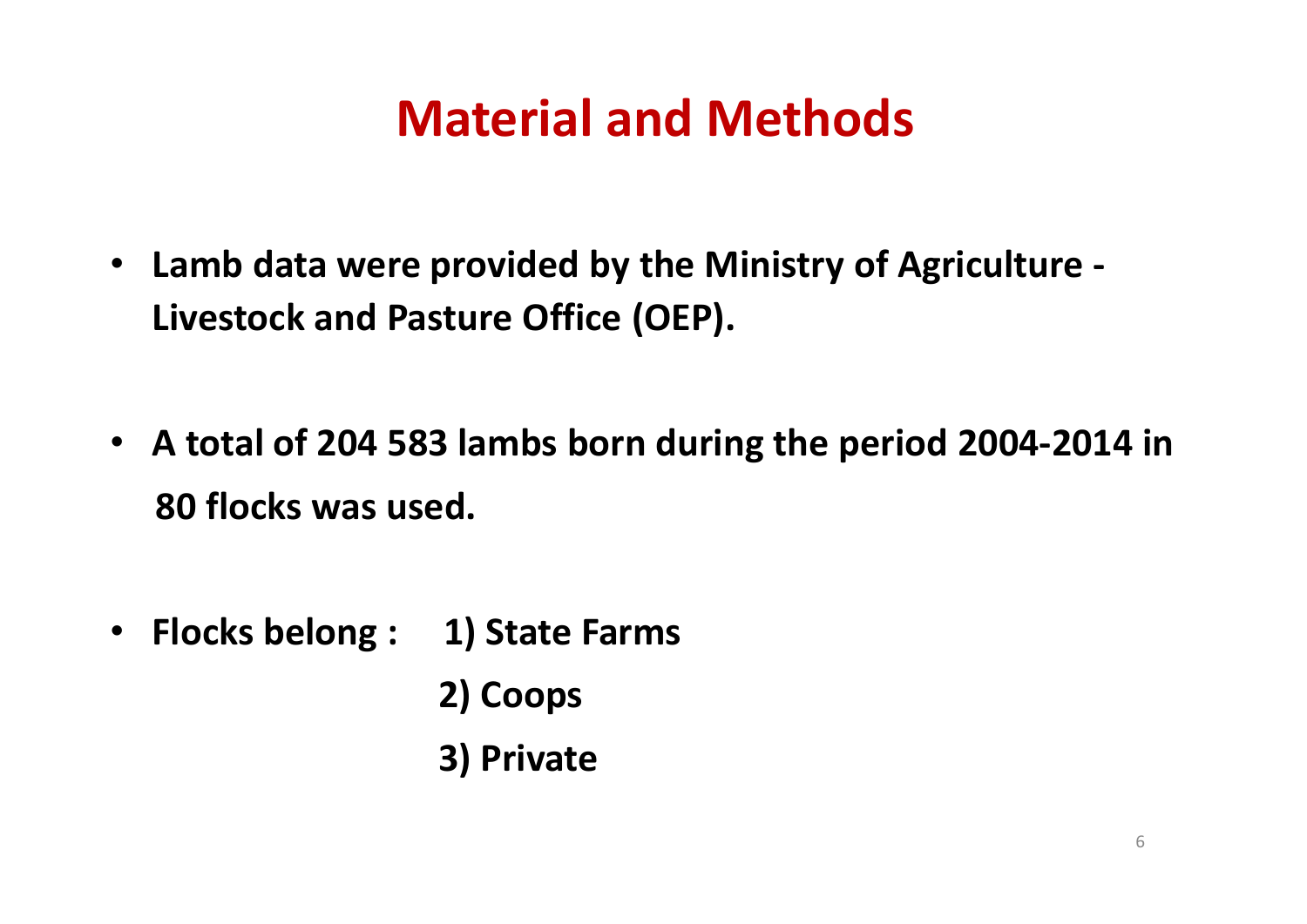# Material and Methods

- **Lamb data were provided by the Ministry of Agriculture - Livestock and Pasture Office (OEP).**

- **A total of 204 583 lambs born during the period 2004-2014 in 80 flocks was used.**

- **Flocks belong :**
  1) **State Farms**
  2) **Coops**
  3) **Private**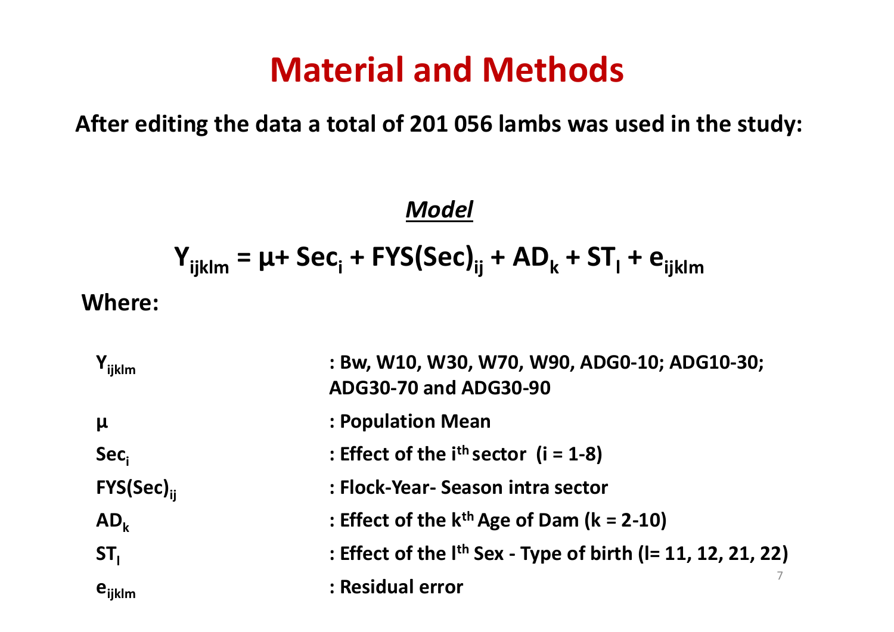# Material and Methods

**After editing the data a total of 201 056 lambs was used in the study:**

***Model***

$$Y_{ijklm} = \mu + Sec_i + FYS(Sec)_{ij} + AD_k + ST_l + e_{ijklm}$$

**Where:**

| | |
|---|---|
| $Y_{ijklm}$ | : Bw, W10, W30, W70, W90, ADG0-10; ADG10-30; ADG30-70 and ADG30-90 |
| $\mu$ | : Population Mean |
| $Sec_i$ | : Effect of the $i^{th}$ sector (i = 1-8) |
| $FYS(Sec)_{ij}$ | : Flock-Year- Season intra sector |
| $AD_k$ | : Effect of the $k^{th}$ Age of Dam (k = 2-10) |
| $ST_l$ | : Effect of the $l^{th}$ Sex - Type of birth (l= 11, 12, 21, 22) |
| $e_{ijklm}$ | : Residual error |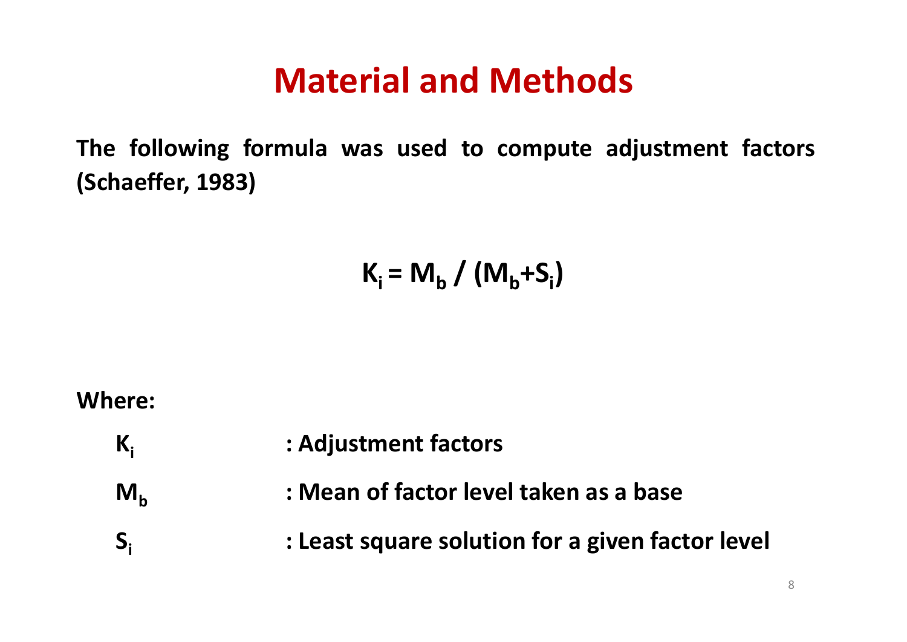# Material and Methods

**The following formula was used to compute adjustment factors (Schaeffer, 1983)**

$$K_i = M_b / (M_b+S_i)$$

**Where:**

- $K_i$ : **Adjustment factors**
- $M_b$ : **Mean of factor level taken as a base**
- $S_i$ : **Least square solution for a given factor level**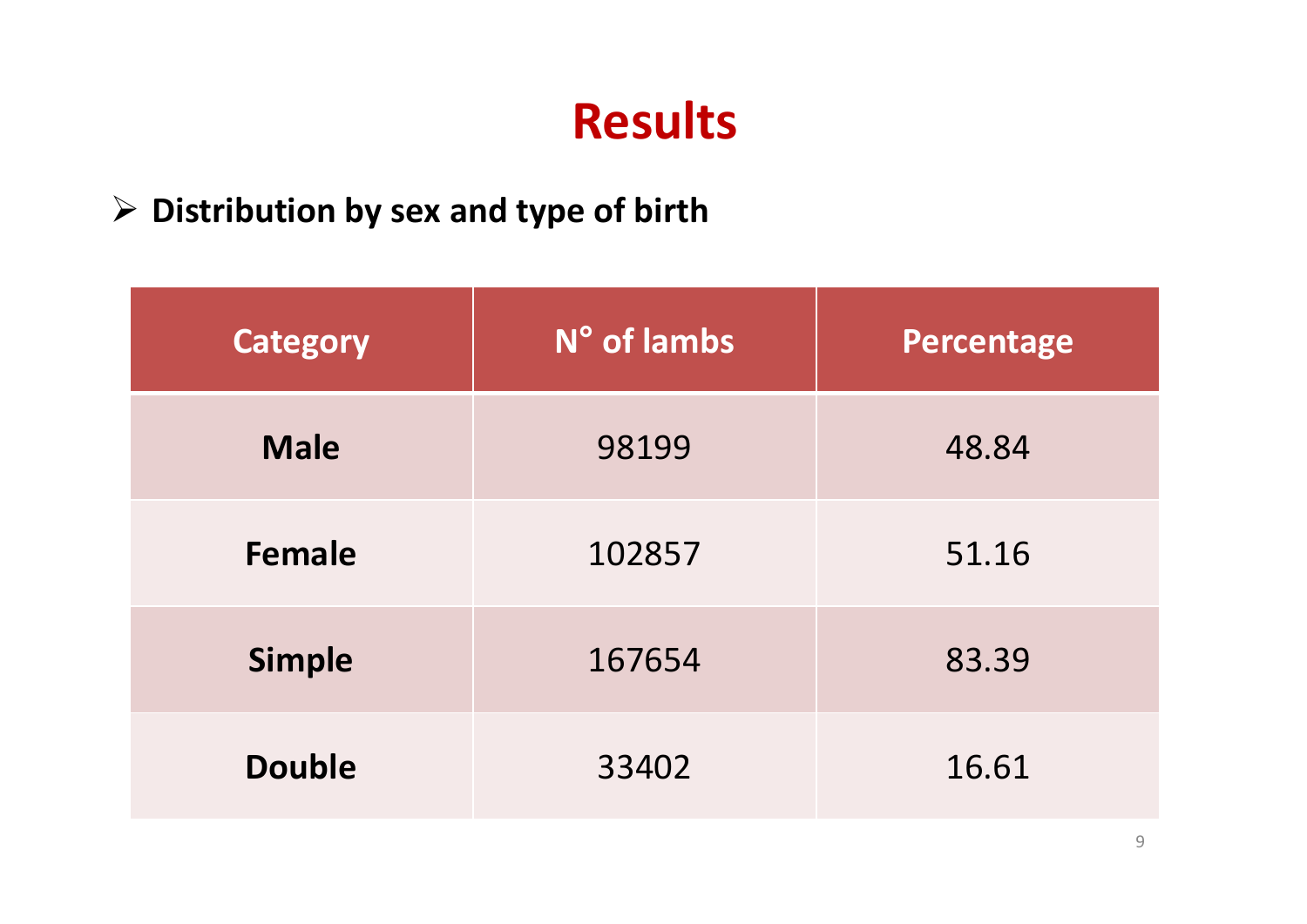# Results

- **Distribution by sex and type of birth**

| Category | N° of lambs | Percentage |
|---|---|---|
| **Male** | 98199 | 48.84 |
| **Female** | 102857 | 51.16 |
| **Simple** | 167654 | 83.39 |
| **Double** | 33402 | 16.61 |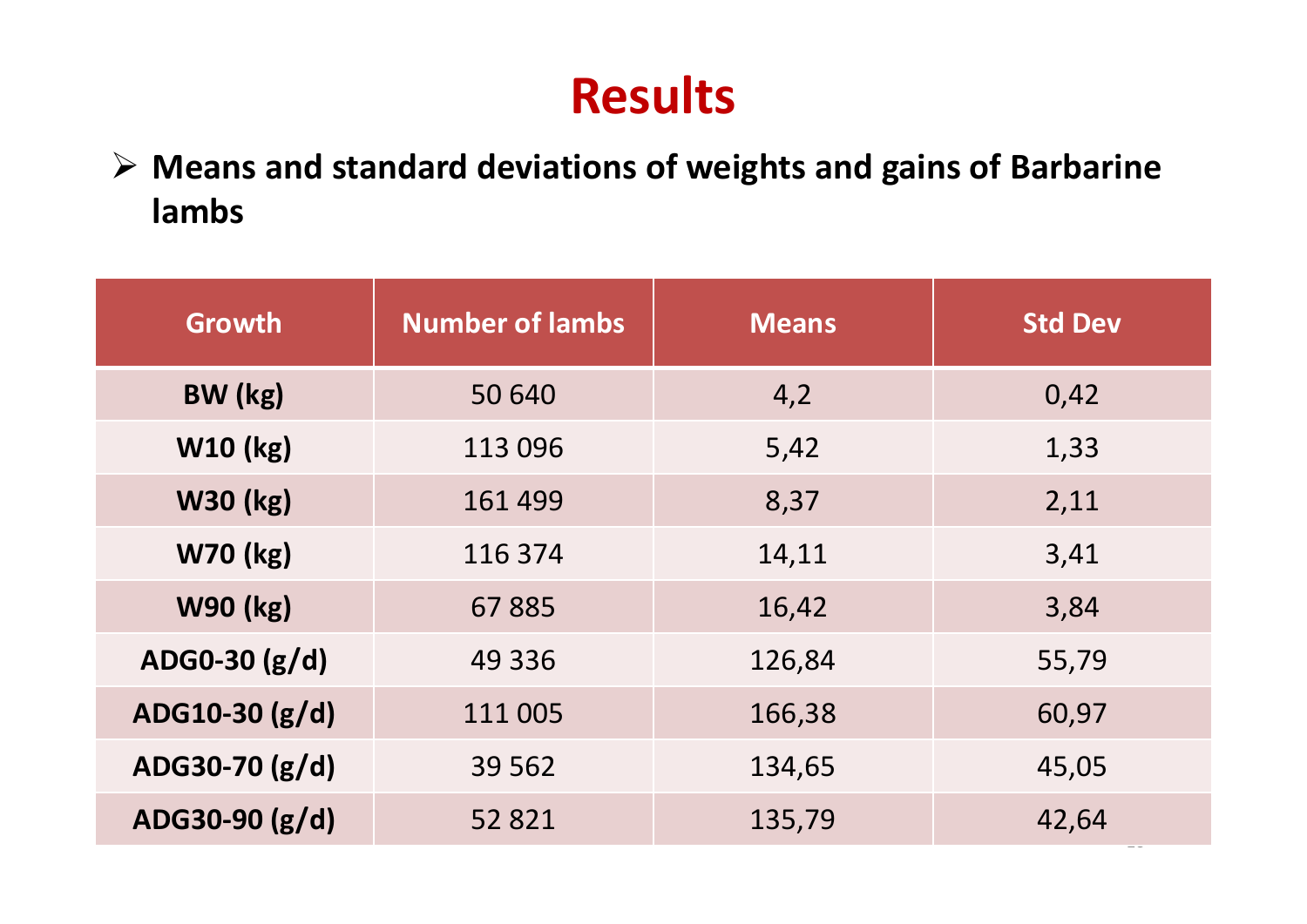# Results

- **Means and standard deviations of weights and gains of Barbarine lambs**

| Growth | Number of lambs | Means | Std Dev |
|---|---|---|---|
| **BW (kg)** | 50 640 | 4,2 | 0,42 |
| **W10 (kg)** | 113 096 | 5,42 | 1,33 |
| **W30 (kg)** | 161 499 | 8,37 | 2,11 |
| **W70 (kg)** | 116 374 | 14,11 | 3,41 |
| **W90 (kg)** | 67 885 | 16,42 | 3,84 |
| **ADG0-30 (g/d)** | 49 336 | 126,84 | 55,79 |
| **ADG10-30 (g/d)** | 111 005 | 166,38 | 60,97 |
| **ADG30-70 (g/d)** | 39 562 | 134,65 | 45,05 |
| **ADG30-90 (g/d)** | 52 821 | 135,79 | 42,64 |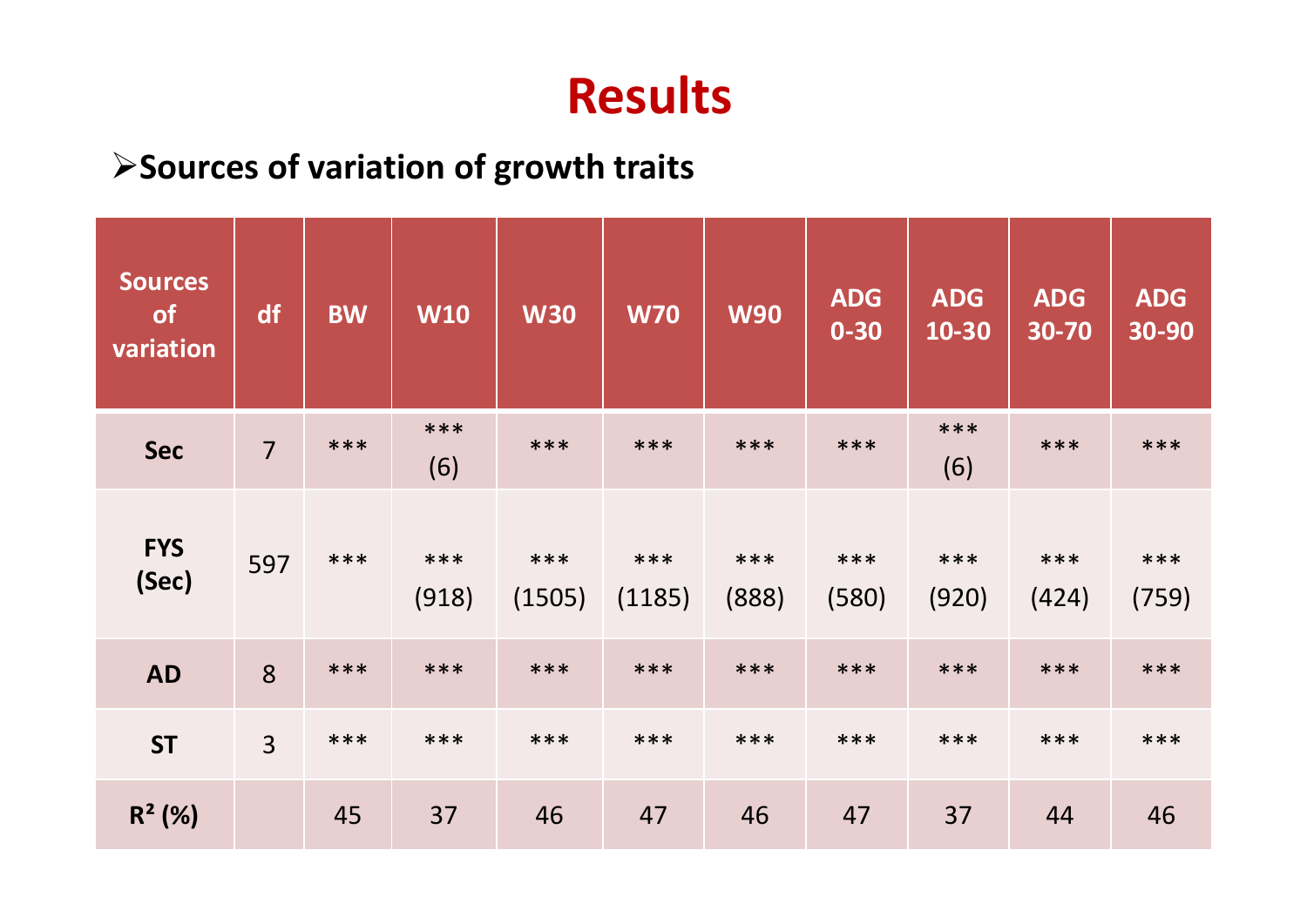# Results

- **Sources of variation of growth traits**

| Sources of variation | df | BW | W10 | W30 | W70 | W90 | ADG 0-30 | ADG 10-30 | ADG 30-70 | ADG 30-90 |
|---|---|---|---|---|---|---|---|---|---|---|
| **Sec** | 7 | *** | *** (6) | *** | *** | *** | *** | *** (6) | *** | *** |
| **FYS (Sec)** | 597 | *** | *** (918) | *** (1505) | *** (1185) | *** (888) | *** (580) | *** (920) | *** (424) | *** (759) |
| **AD** | 8 | *** | *** | *** | *** | *** | *** | *** | *** | *** |
| **ST** | 3 | *** | *** | *** | *** | *** | *** | *** | *** | *** |
| **$R^2$ (%)** | | 45 | 37 | 46 | 47 | 46 | 47 | 37 | 44 | 46 |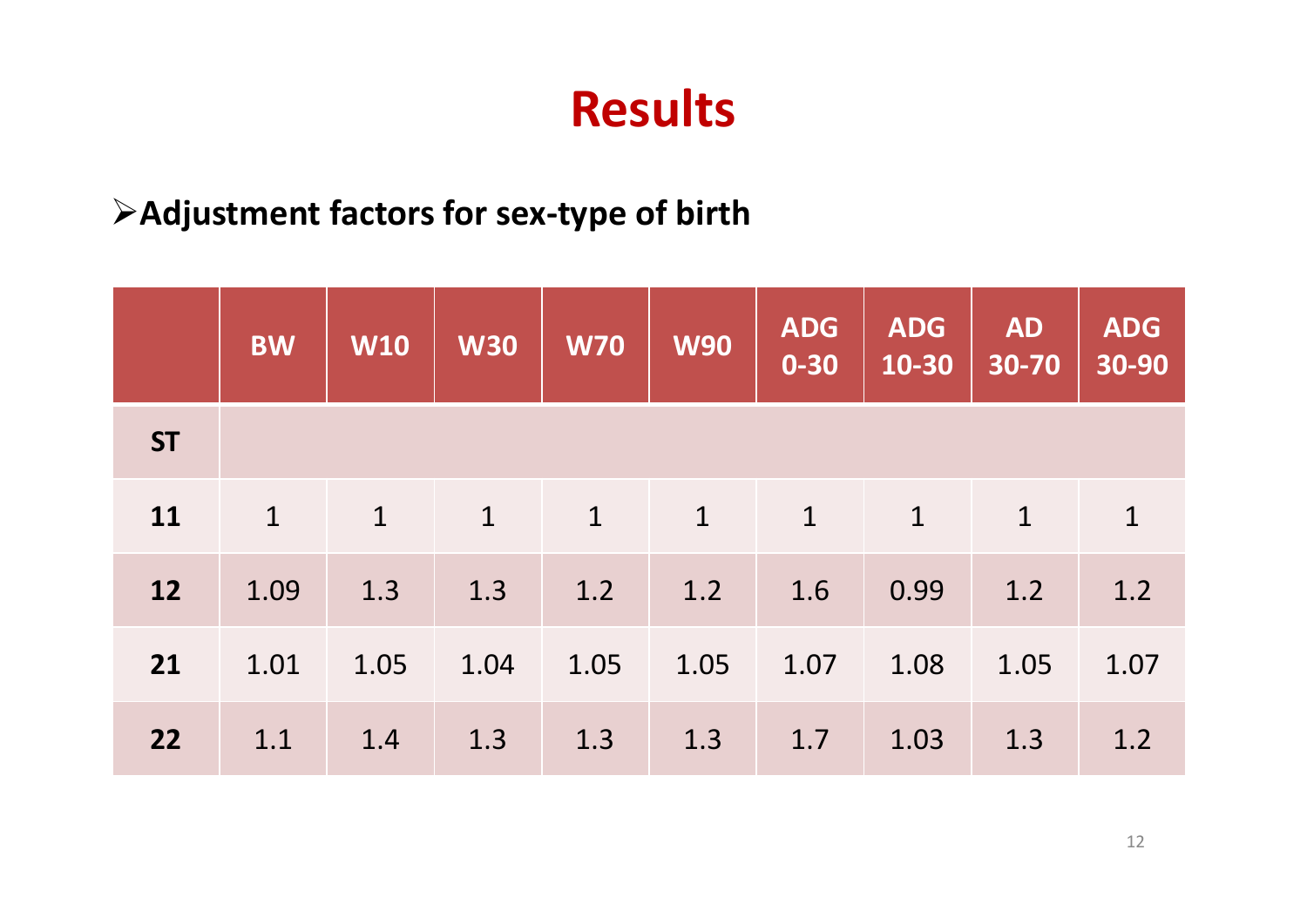# Results

- **Adjustment factors for sex-type of birth**

| | BW | W10 | W30 | W70 | W90 | ADG 0-30 | ADG 10-30 | AD 30-70 | ADG 30-90 |
|---|---|---|---|---|---|---|---|---|---|
| **ST** | | | | | | | | | |
| **11** | 1 | 1 | 1 | 1 | 1 | 1 | 1 | 1 | 1 |
| **12** | 1.09 | 1.3 | 1.3 | 1.2 | 1.2 | 1.6 | 0.99 | 1.2 | 1.2 |
| **21** | 1.01 | 1.05 | 1.04 | 1.05 | 1.05 | 1.07 | 1.08 | 1.05 | 1.07 |
| **22** | 1.1 | 1.4 | 1.3 | 1.3 | 1.3 | 1.7 | 1.03 | 1.3 | 1.2 |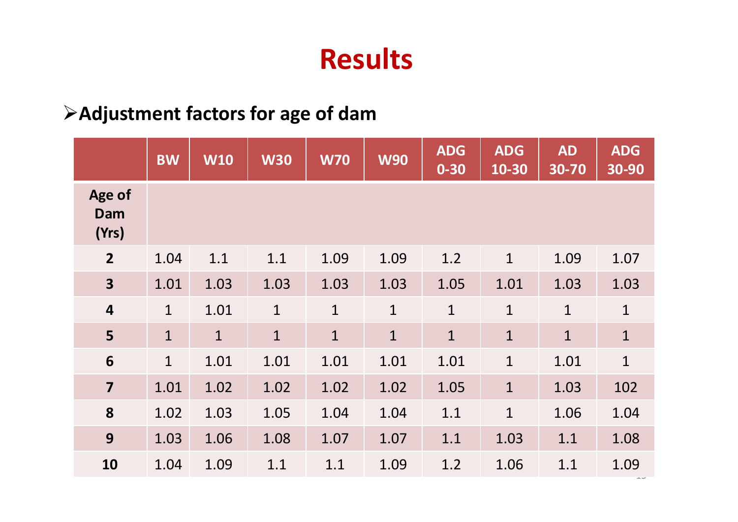# Results

- **Adjustment factors for age of dam**

| Age of Dam (Yrs) | BW | W10 | W30 | W70 | W90 | ADG 0-30 | ADG 10-30 | AD 30-70 | ADG 30-90 |
|---|---|---|---|---|---|---|---|---|---|
| 2 | 1.04 | 1.1 | 1.1 | 1.09 | 1.09 | 1.2 | 1 | 1.09 | 1.07 |
| 3 | 1.01 | 1.03 | 1.03 | 1.03 | 1.03 | 1.05 | 1.01 | 1.03 | 1.03 |
| 4 | 1 | 1.01 | 1 | 1 | 1 | 1 | 1 | 1 | 1 |
| 5 | 1 | 1 | 1 | 1 | 1 | 1 | 1 | 1 | 1 |
| 6 | 1 | 1.01 | 1.01 | 1.01 | 1.01 | 1.01 | 1 | 1.01 | 1 |
| 7 | 1.01 | 1.02 | 1.02 | 1.02 | 1.02 | 1.05 | 1 | 1.03 | 102 |
| 8 | 1.02 | 1.03 | 1.05 | 1.04 | 1.04 | 1.1 | 1 | 1.06 | 1.04 |
| 9 | 1.03 | 1.06 | 1.08 | 1.07 | 1.07 | 1.1 | 1.03 | 1.1 | 1.08 |
| 10 | 1.04 | 1.09 | 1.1 | 1.1 | 1.09 | 1.2 | 1.06 | 1.1 | 1.09 |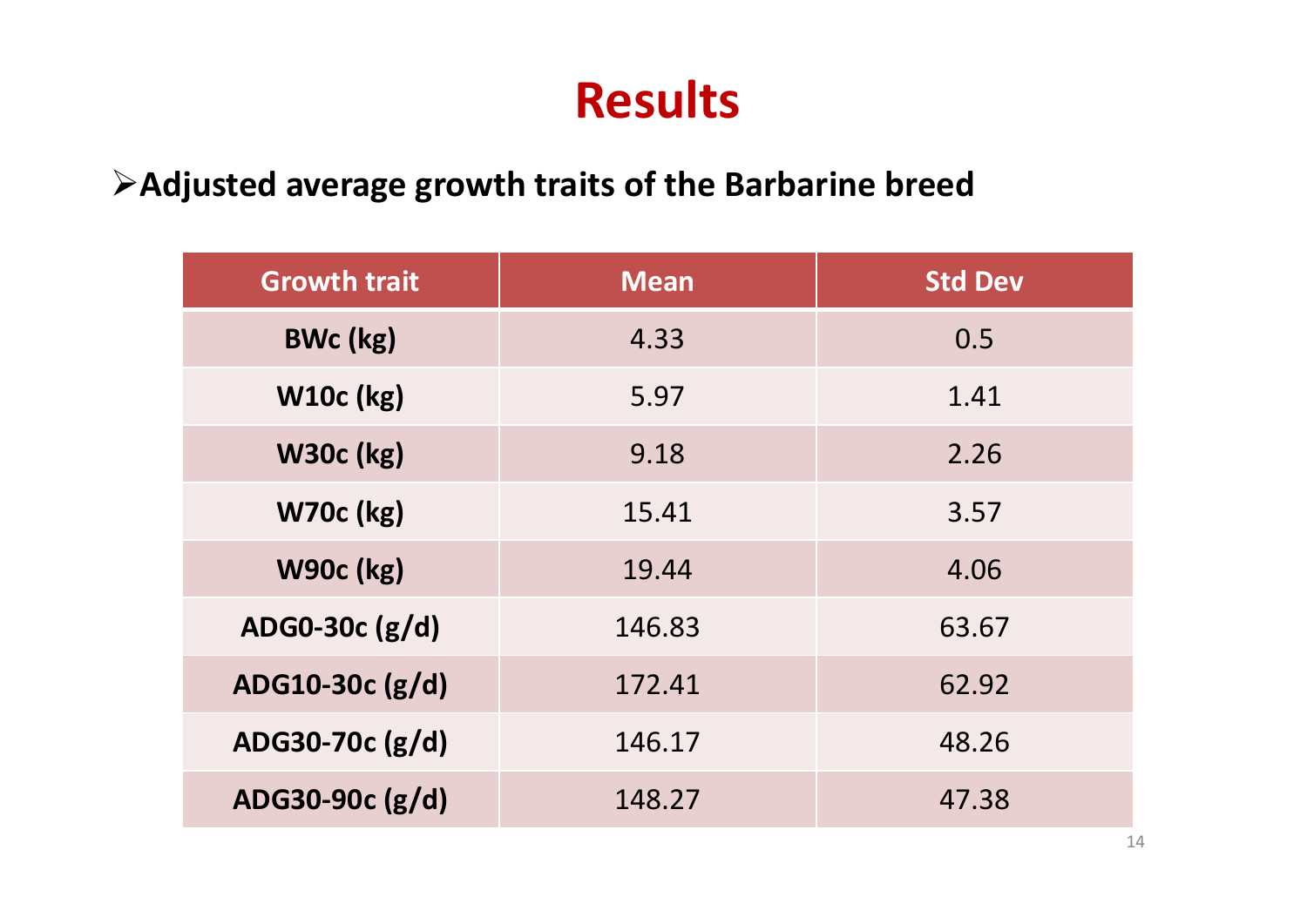# Results

➢ **Adjusted average growth traits of the Barbarine breed**

| Growth trait | Mean | Std Dev |
|---|---|---|
| **BWc (kg)** | 4.33 | 0.5 |
| **W10c (kg)** | 5.97 | 1.41 |
| **W30c (kg)** | 9.18 | 2.26 |
| **W70c (kg)** | 15.41 | 3.57 |
| **W90c (kg)** | 19.44 | 4.06 |
| **ADG0-30c (g/d)** | 146.83 | 63.67 |
| **ADG10-30c (g/d)** | 172.41 | 62.92 |
| **ADG30-70c (g/d)** | 146.17 | 48.26 |
| **ADG30-90c (g/d)** | 148.27 | 47.38 |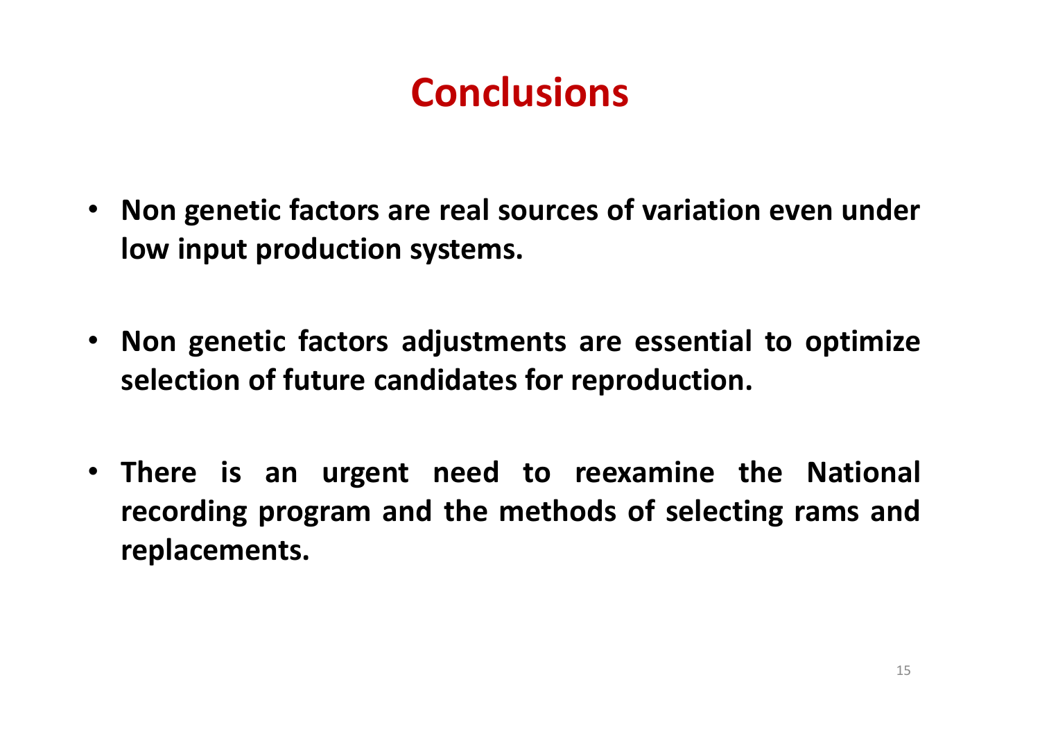# Conclusions

- **Non genetic factors are real sources of variation even under low input production systems.**

- **Non genetic factors adjustments are essential to optimize selection of future candidates for reproduction.**

- **There is an urgent need to reexamine the National recording program and the methods of selecting rams and replacements.**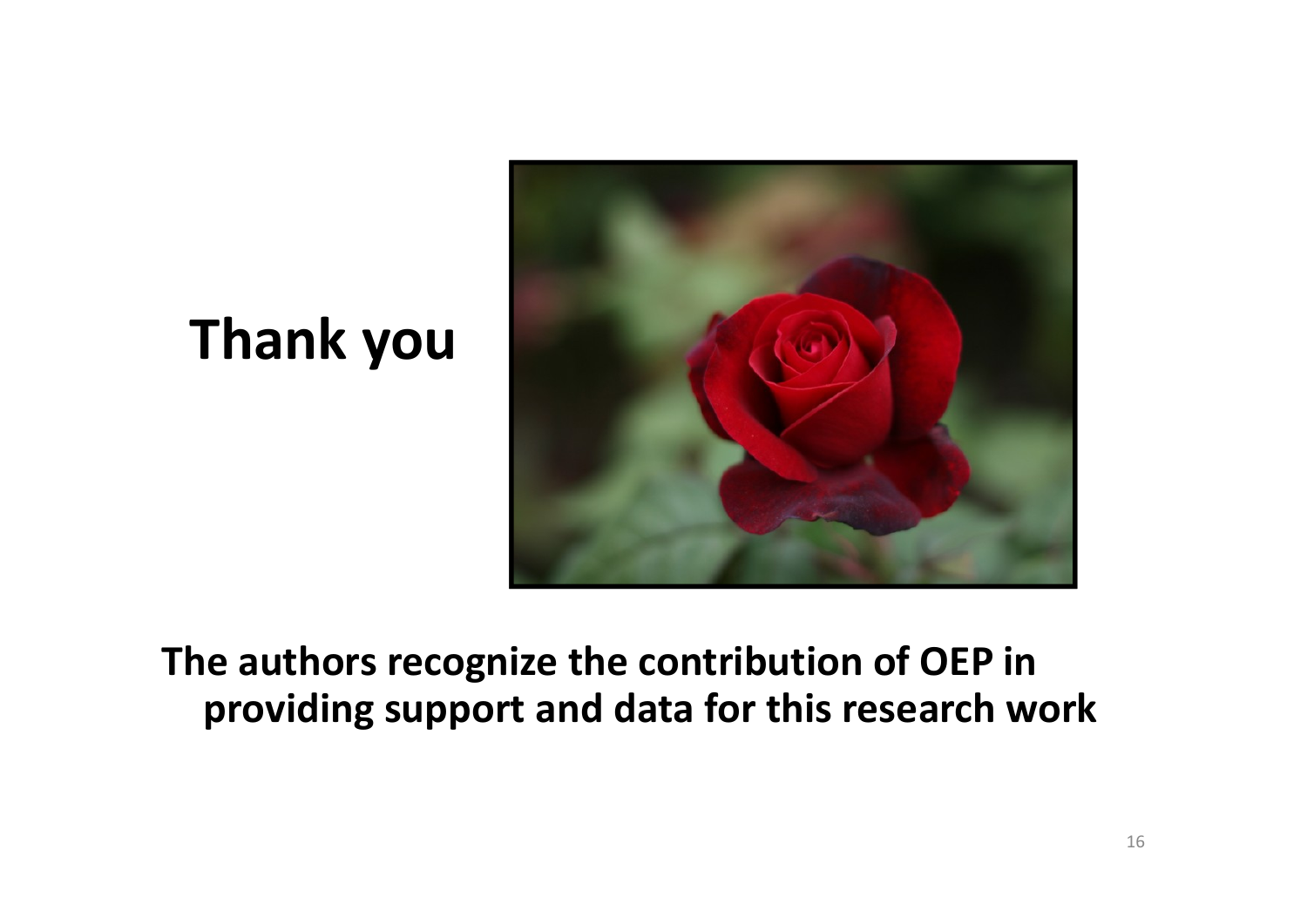# Thank you

**The authors recognize the contribution of OEP in providing support and data for this research work**